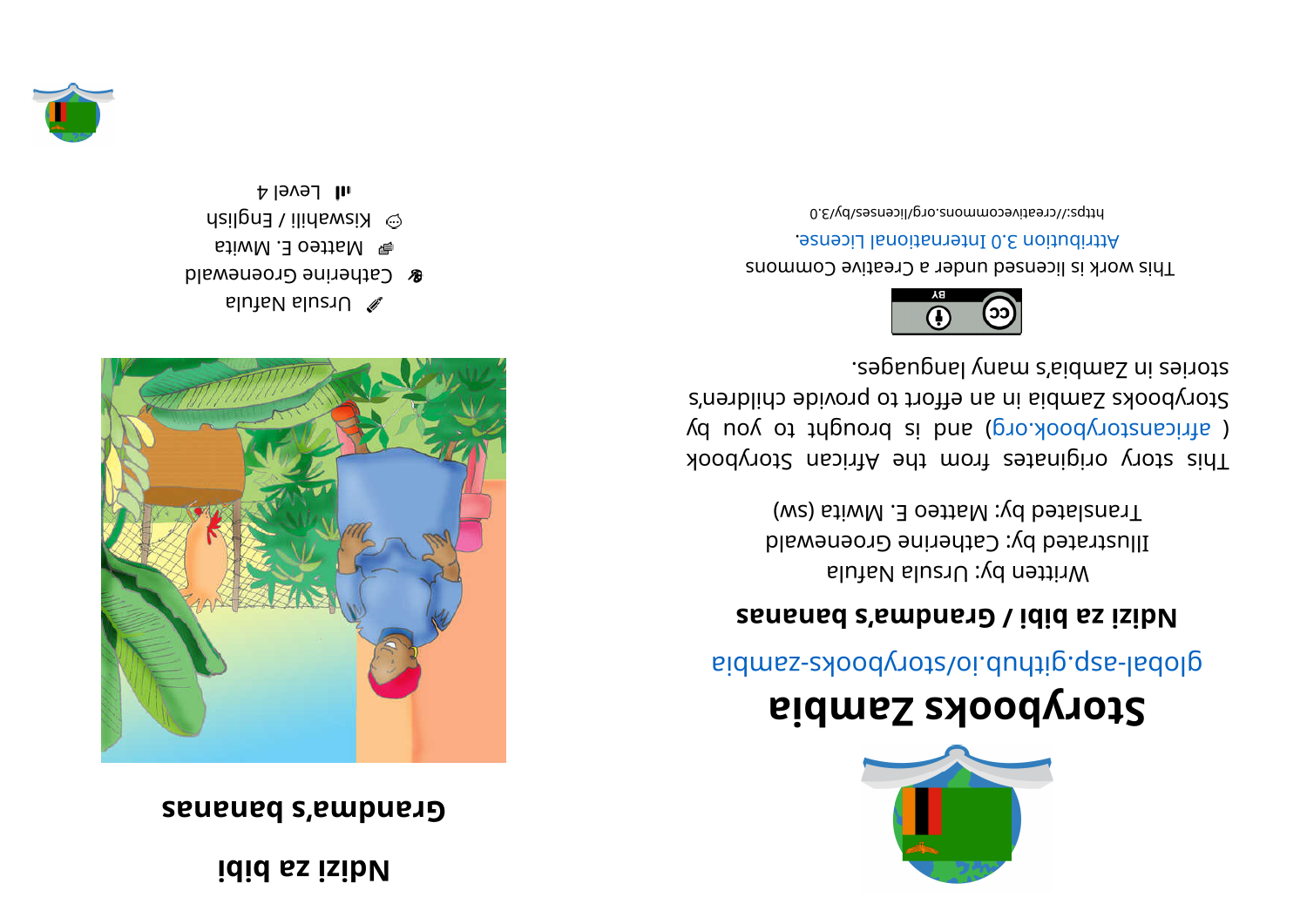# Ndizi za bibi

## Grandma's bananas

✏ Ursula Nafula

🎨 Catherine Groenewald

📝 Matteo E. Mwita

🗣 Kiswahili / English

📶 Level 4

# Storybooks Zambia

global-asp.github.io/storybooks-zambia

**Ndizi za bibi / Grandma's bananas**

Written by: Ursula Nafula

Illustrated by: Catherine Groenewald

Translated by: Matteo E. Mwita (sw)

This story originates from the African Storybook ( africanstorybook.org) and is brought to you by Storybooks Zambia in an effort to provide children's stories in Zambia's many languages.

This work is licensed under a Creative Commons Attribution 3.0 International License.

https://creativecommons.org/licenses/by/3.0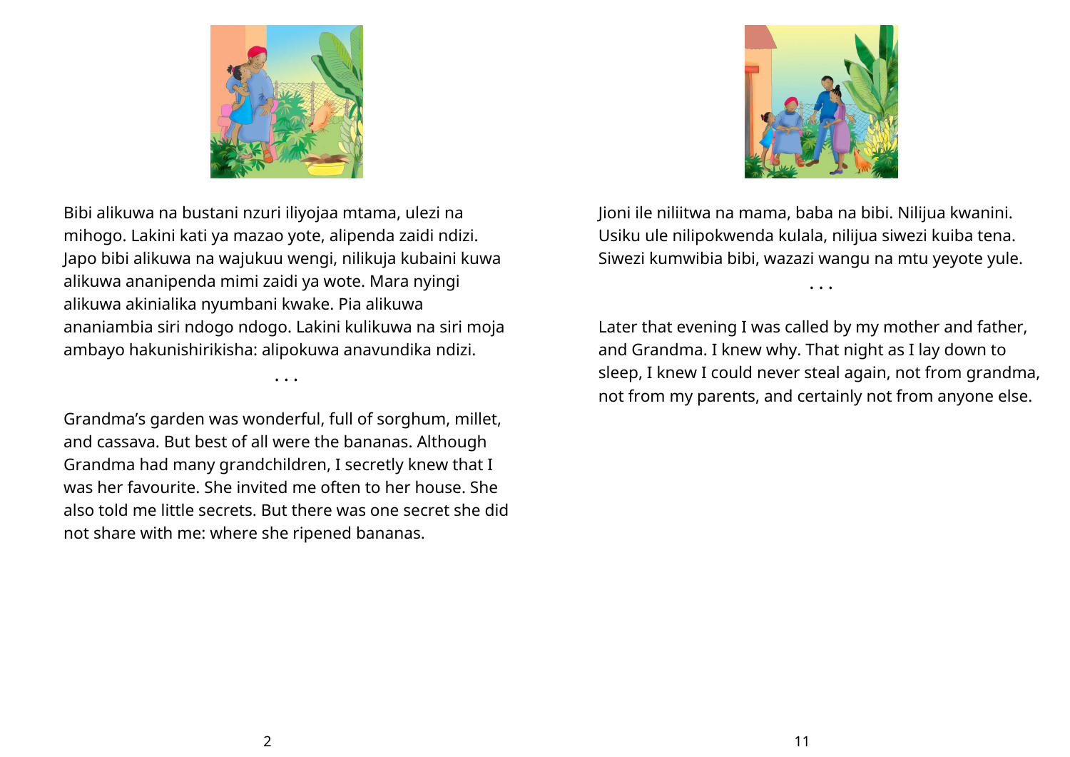Bibi alikuwa na bustani nzuri iliyojaa mtama, ulezi na mihogo. Lakini kati ya mazao yote, alipenda zaidi ndizi. Japo bibi alikuwa na wajukuu wengi, nilikuja kubaini kuwa alikuwa ananipenda mimi zaidi ya wote. Mara nyingi alikuwa akinialika nyumbani kwake. Pia alikuwa ananiambia siri ndogo ndogo. Lakini kulikuwa na siri moja ambayo hakunishirikisha: alipokuwa anavundika ndizi.

. . .

Grandma's garden was wonderful, full of sorghum, millet, and cassava. But best of all were the bananas. Although Grandma had many grandchildren, I secretly knew that I was her favourite. She invited me often to her house. She also told me little secrets. But there was one secret she did not share with me: where she ripened bananas.

Jioni ile niliitwa na mama, baba na bibi. Nilijua kwanini. Usiku ule nilipokwenda kulala, nilijua siwezi kuiba tena. Siwezi kumwibia bibi, wazazi wangu na mtu yeyote yule.

. . .

Later that evening I was called by my mother and father, and Grandma. I knew why. That night as I lay down to sleep, I knew I could never steal again, not from grandma, not from my parents, and certainly not from anyone else.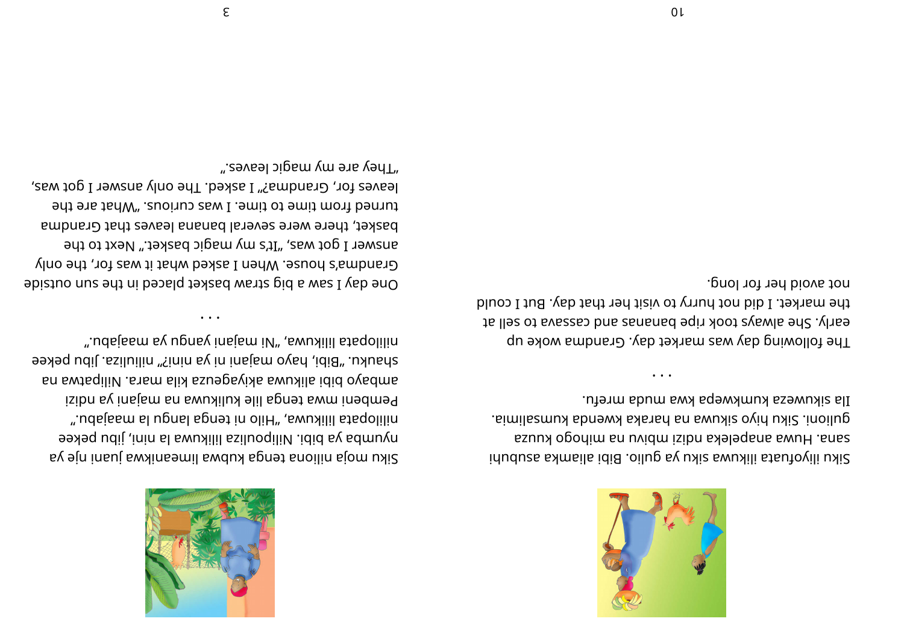Siku iliyofuata ilikuwa siku ya gulio. Bibi aliamka asubuhi sana. Huwa anapeleka ndizi mbivu na mihogo kuuza gulioni. Siku hiyo sikuwa na haraka kwenda kumsalimia. Ila sikuweza kumkwepa kwa muda mrefu.

. . .

The following day was market day. Grandma woke up early. She always took ripe bananas and cassava to sell at the market. I did not hurry to visit her that day. But I could not avoid her for long.

Siku moja niliona tenga kubwa limeanikwa juani nje ya nyumba ya bibi. Nilipouliza lilikuwa la nini, jibu pekee nililopata lilikuwa, "Hilo ni tenga langu la maajabu." Pembeni mwa tenga lile kulikuwa na majani ya ndizi ambayo bibi alikuwa akiyageuza kila mara. Nilipatwa na shauku. "Bibi, hayo majani ni ya nini?" niliuliza. Jibu pekee nililopata lilikuwa, "Ni majani yangu ya maajabu."

. . .

One day I saw a big straw basket placed in the sun outside Grandma's house. When I asked what it was for, the only answer I got was, "It's my magic basket." Next to the basket, there were several banana leaves that Grandma turned from time to time. I was curious. "What are the leaves for, Grandma?" I asked. The only answer I got was, "They are my magic leaves."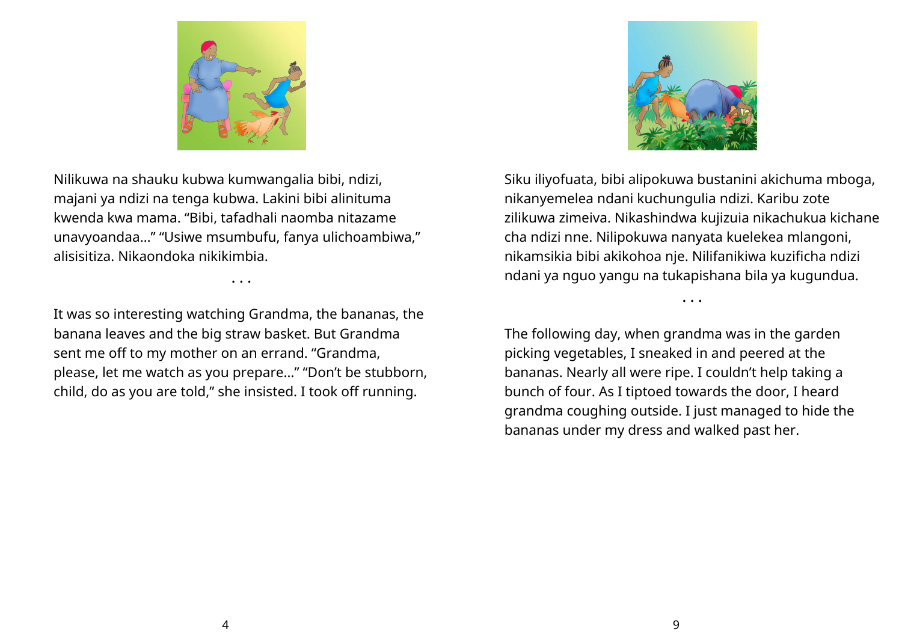Nilikuwa na shauku kubwa kumwangalia bibi, ndizi, majani ya ndizi na tenga kubwa. Lakini bibi alinituma kwenda kwa mama. “Bibi, tafadhali naomba nitazame unavyoandaa...” “Usiwe msumbufu, fanya ulichoambiwa,” alisisitiza. Nikaondoka nikikimbia.

· · ·

It was so interesting watching Grandma, the bananas, the banana leaves and the big straw basket. But Grandma sent me off to my mother on an errand. “Grandma, please, let me watch as you prepare...” “Don’t be stubborn, child, do as you are told,” she insisted. I took off running.

Siku iliyofuata, bibi alipokuwa bustanini akichuma mboga, nikanyemelea ndani kuchungulia ndizi. Karibu zote zilikuwa zimeiva. Nikashindwa kujizuia nikachukua kichane cha ndizi nne. Nilipokuwa nanyata kuelekea mlangoni, nikamsikia bibi akikohoa nje. Nilifanikiwa kuzificha ndizi ndani ya nguo yangu na tukapishana bila ya kugundua.

· · ·

The following day, when grandma was in the garden picking vegetables, I sneaked in and peered at the bananas. Nearly all were ripe. I couldn’t help taking a bunch of four. As I tiptoed towards the door, I heard grandma coughing outside. I just managed to hide the bananas under my dress and walked past her.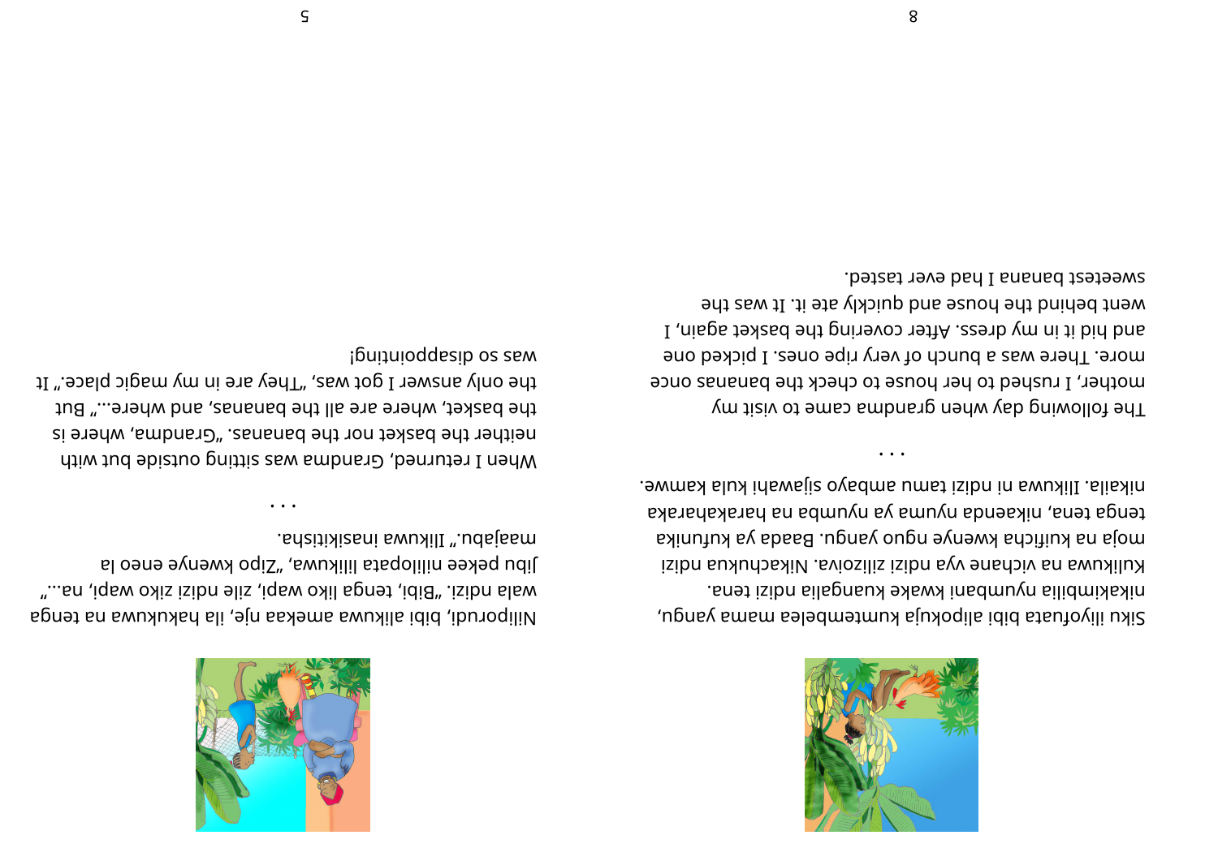Siku iliyofuata bibi alipokuja kumtembelea mama yangu, nikakimbilia nyumbani kwake kuangalia ndizi tena. Kulikuwa na vichane vya ndizi zilizoiva. Nikachukua ndizi moja na kuificha kwenye nguo yangu. Baada ya kufunika tenga tena, nikaenda nyuma ya nyumba na harakaharaka nikaila. Ilikuwa ni ndizi tamu ambayo sijawahi kula kamwe.

...

The following day when grandma came to visit my mother, I rushed to her house to check the bananas once more. There was a bunch of very ripe ones. I picked one and hid it in my dress. After covering the basket again, I went behind the house and quickly ate it. It was the sweetest banana I had ever tasted.

Niliporudi, bibi alikuwa amekaa nje, ila hakukuwa na tenga wala ndizi. „Bibi, tenga liko wapi, zile ndizi ziko wapi, na...“ Jibu pekee nililopata lilikuwa, „Zipo kwenye eneo la maajabu.“ Ilikuwa inasikitisha.

...

When I returned, Grandma was sitting outside but with neither the basket nor the bananas. „Grandma, where is the basket, where are all the bananas, and where...“ But the only answer I got was, „They are in my magic place.“ It was so disappointing!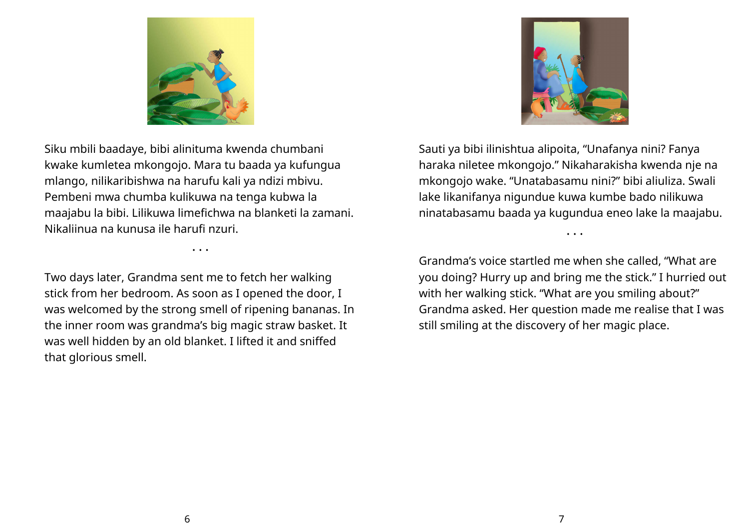Siku mbili baadaye, bibi alinituma kwenda chumbani kwake kumletea mkongojo. Mara tu baada ya kufungua mlango, nilikaribishwa na harufu kali ya ndizi mbivu. Pembeni mwa chumba kulikuwa na tenga kubwa la maajabu la bibi. Lilikuwa limefichwa na blanketi la zamani. Nikaliinua na kunusa ile harufi nzuri.

. . .

Two days later, Grandma sent me to fetch her walking stick from her bedroom. As soon as I opened the door, I was welcomed by the strong smell of ripening bananas. In the inner room was grandma's big magic straw basket. It was well hidden by an old blanket. I lifted it and sniffed that glorious smell.

Sauti ya bibi ilinishtua alipoita, "Unafanya nini? Fanya haraka niletee mkongojo." Nikaharakisha kwenda nje na mkongojo wake. "Unatabasamu nini?" bibi aliuliza. Swali lake likanifanya nigundue kuwa kumbe bado nilikuwa ninatabasamu baada ya kugundua eneo lake la maajabu.

. . .

Grandma's voice startled me when she called, "What are you doing? Hurry up and bring me the stick." I hurried out with her walking stick. "What are you smiling about?" Grandma asked. Her question made me realise that I was still smiling at the discovery of her magic place.